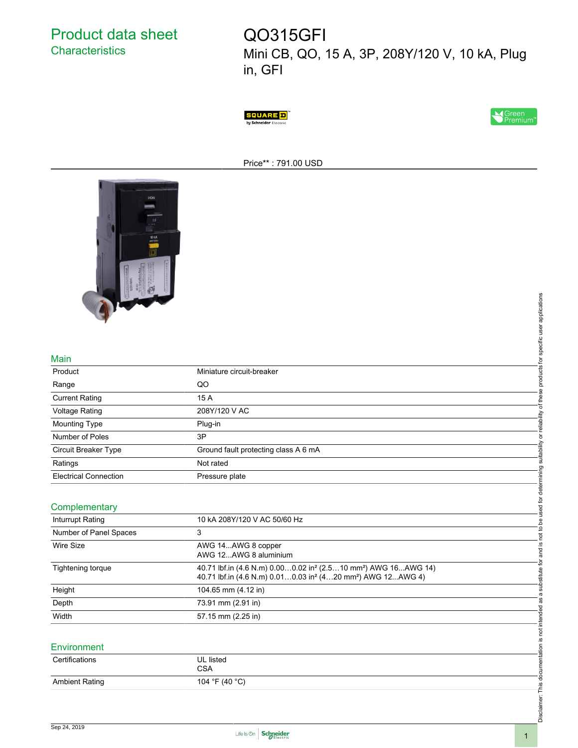# Product data sheet
## Characteristics

# QO315GFI

Mini CB, QO, 15 A, 3P, 208Y/120 V, 10 kA, Plug in, GFI

Price** : 791.00 USD

## Main

| | |
|---|---|
| Product | Miniature circuit-breaker |
| Range | QO |
| Current Rating | 15 A |
| Voltage Rating | 208Y/120 V AC |
| Mounting Type | Plug-in |
| Number of Poles | 3P |
| Circuit Breaker Type | Ground fault protecting class A 6 mA |
| Ratings | Not rated |
| Electrical Connection | Pressure plate |

## Complementary

| | |
|---|---|
| Inturrupt Rating | 10 kA 208Y/120 V AC 50/60 Hz |
| Number of Panel Spaces | 3 |
| Wire Size | AWG 14...AWG 8 copper<br>AWG 12...AWG 8 aluminium |
| Tightening torque | 40.71 lbf.in (4.6 N.m) 0.00…0.02 in² (2.5…10 mm²) AWG 16...AWG 14)<br>40.71 lbf.in (4.6 N.m) 0.01…0.03 in² (4…20 mm²) AWG 12...AWG 4) |
| Height | 104.65 mm (4.12 in) |
| Depth | 73.91 mm (2.91 in) |
| Width | 57.15 mm (2.25 in) |

## Environment

| | |
|---|---|
| Certifications | UL listed<br>CSA |
| Ambient Rating | 104 °F (40 °C) |

Disclaimer: This documentation is not intended as a substitute for and is not to be used for determining suitability or reliability of these products for specific user applications

Sep 24, 2019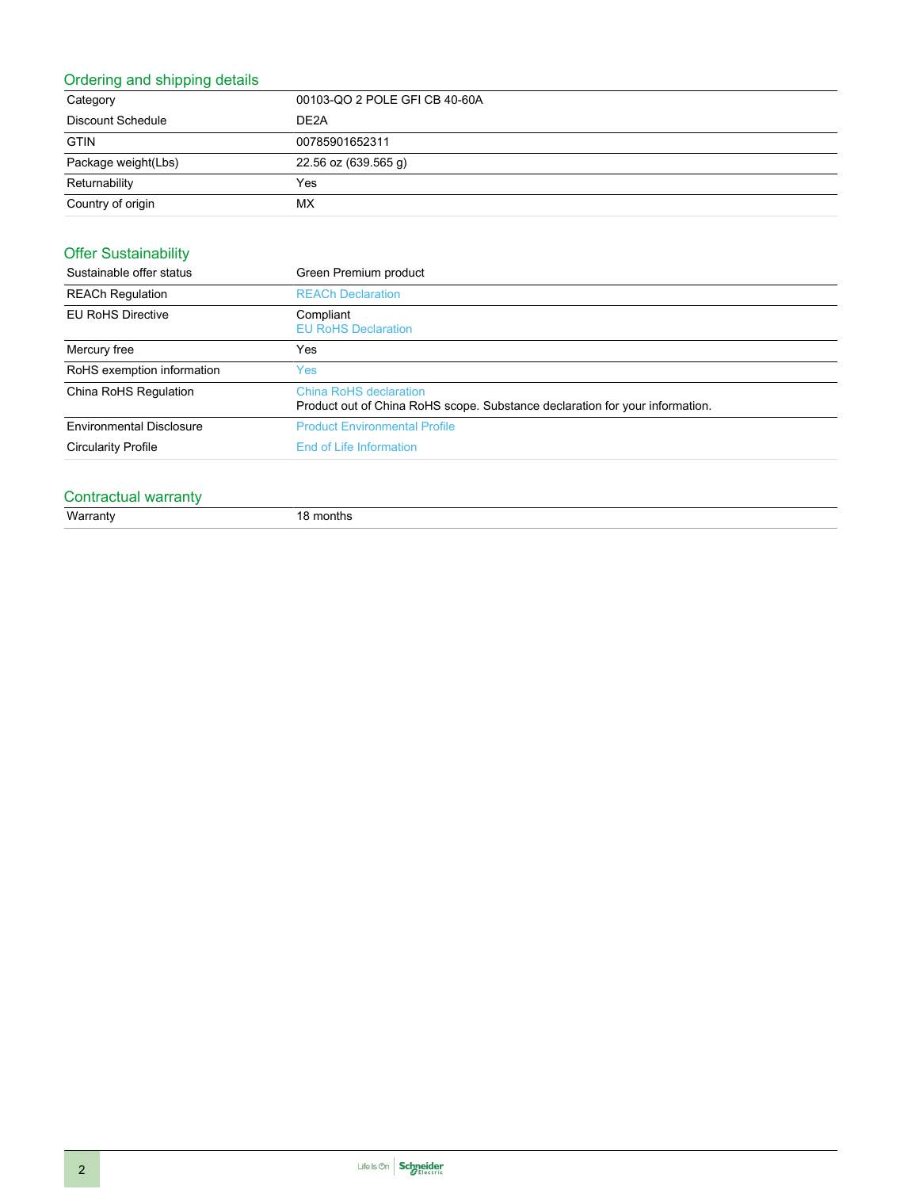## Ordering and shipping details

| | |
|---|---|
| Category | 00103-QO 2 POLE GFI CB 40-60A |
| Discount Schedule | DE2A |
| GTIN | 00785901652311 |
| Package weight(Lbs) | 22.56 oz (639.565 g) |
| Returnability | Yes |
| Country of origin | MX |

## Offer Sustainability

| | |
|---|---|
| Sustainable offer status | Green Premium product |
| REACh Regulation | REACh Declaration |
| EU RoHS Directive | Compliant<br>EU RoHS Declaration |
| Mercury free | Yes |
| RoHS exemption information | Yes |
| China RoHS Regulation | China RoHS declaration<br>Product out of China RoHS scope. Substance declaration for your information. |
| Environmental Disclosure | Product Environmental Profile |
| Circularity Profile | End of Life Information |

## Contractual warranty

| | |
|---|---|
| Warranty | 18 months |